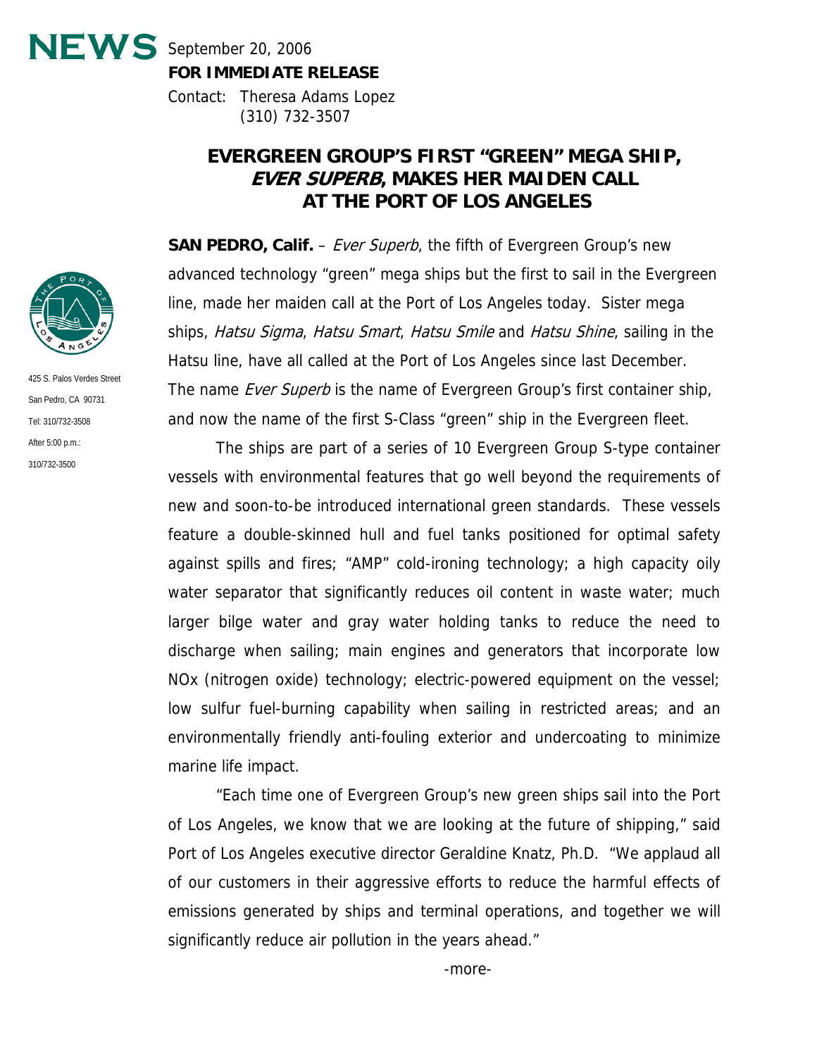**NEWS** September 20, 2006

**FOR IMMEDIATE RELEASE**

Contact: Theresa Adams Lopez
(310) 732-3507

425 S. Palos Verdes Street
San Pedro, CA 90731
Tel: 310/732-3508
After 5:00 p.m.:
310/732-3500

# EVERGREEN GROUP'S FIRST "GREEN" MEGA SHIP, *EVER SUPERB*, MAKES HER MAIDEN CALL AT THE PORT OF LOS ANGELES

**SAN PEDRO, Calif.** – *Ever Superb*, the fifth of Evergreen Group's new advanced technology "green" mega ships but the first to sail in the Evergreen line, made her maiden call at the Port of Los Angeles today. Sister mega ships, *Hatsu Sigma*, *Hatsu Smart*, *Hatsu Smile* and *Hatsu Shine*, sailing in the Hatsu line, have all called at the Port of Los Angeles since last December. The name *Ever Superb* is the name of Evergreen Group's first container ship, and now the name of the first S-Class "green" ship in the Evergreen fleet.

The ships are part of a series of 10 Evergreen Group S-type container vessels with environmental features that go well beyond the requirements of new and soon-to-be introduced international green standards. These vessels feature a double-skinned hull and fuel tanks positioned for optimal safety against spills and fires; "AMP" cold-ironing technology; a high capacity oily water separator that significantly reduces oil content in waste water; much larger bilge water and gray water holding tanks to reduce the need to discharge when sailing; main engines and generators that incorporate low NOx (nitrogen oxide) technology; electric-powered equipment on the vessel; low sulfur fuel-burning capability when sailing in restricted areas; and an environmentally friendly anti-fouling exterior and undercoating to minimize marine life impact.

"Each time one of Evergreen Group's new green ships sail into the Port of Los Angeles, we know that we are looking at the future of shipping," said Port of Los Angeles executive director Geraldine Knatz, Ph.D. "We applaud all of our customers in their aggressive efforts to reduce the harmful effects of emissions generated by ships and terminal operations, and together we will significantly reduce air pollution in the years ahead."

-more-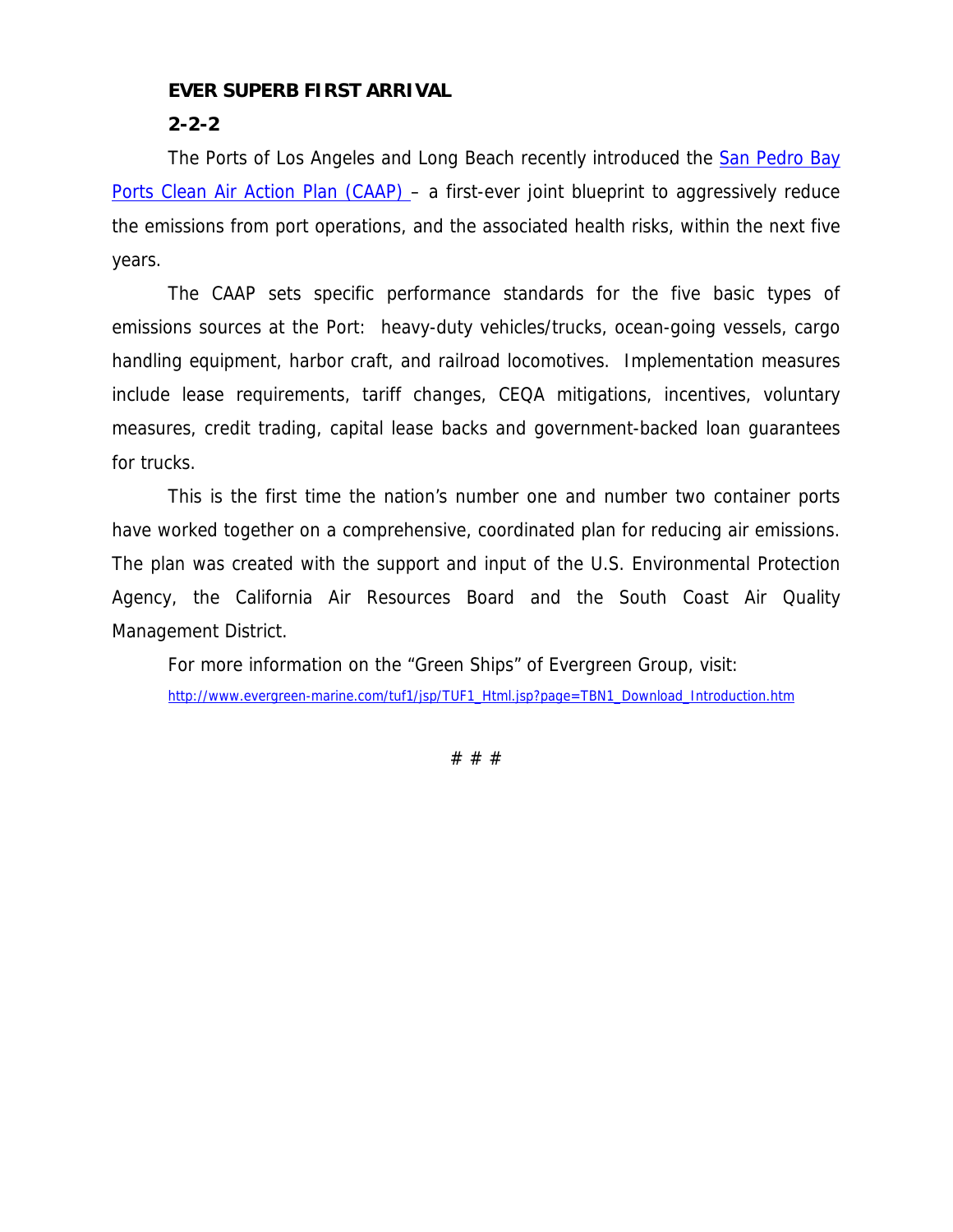**EVER SUPERB FIRST ARRIVAL**

**2-2-2**

The Ports of Los Angeles and Long Beach recently introduced the San Pedro Bay Ports Clean Air Action Plan (CAAP) – a first-ever joint blueprint to aggressively reduce the emissions from port operations, and the associated health risks, within the next five years.

The CAAP sets specific performance standards for the five basic types of emissions sources at the Port: heavy-duty vehicles/trucks, ocean-going vessels, cargo handling equipment, harbor craft, and railroad locomotives. Implementation measures include lease requirements, tariff changes, CEQA mitigations, incentives, voluntary measures, credit trading, capital lease backs and government-backed loan guarantees for trucks.

This is the first time the nation's number one and number two container ports have worked together on a comprehensive, coordinated plan for reducing air emissions. The plan was created with the support and input of the U.S. Environmental Protection Agency, the California Air Resources Board and the South Coast Air Quality Management District.

For more information on the "Green Ships" of Evergreen Group, visit:
http://www.evergreen-marine.com/tuf1/jsp/TUF1_Html.jsp?page=TBN1_Download_Introduction.htm

# # #